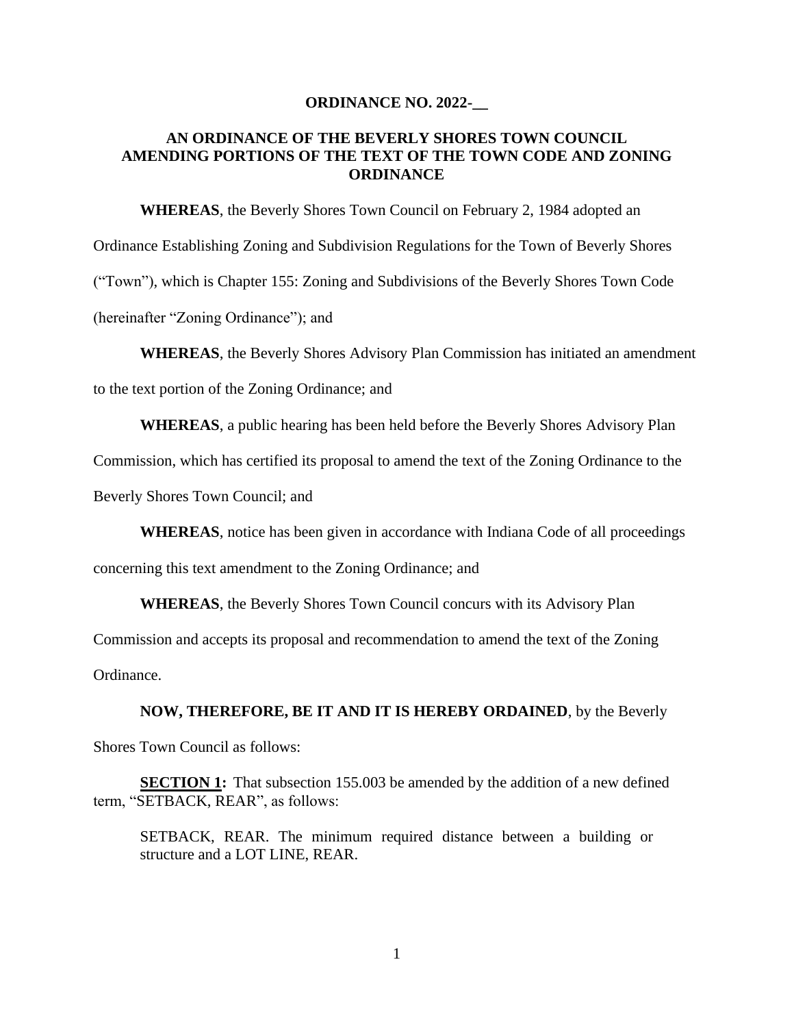**ORDINANCE NO. 2022-__**

**AN ORDINANCE OF THE BEVERLY SHORES TOWN COUNCIL AMENDING PORTIONS OF THE TEXT OF THE TOWN CODE AND ZONING ORDINANCE**

**WHEREAS**, the Beverly Shores Town Council on February 2, 1984 adopted an Ordinance Establishing Zoning and Subdivision Regulations for the Town of Beverly Shores ("Town"), which is Chapter 155: Zoning and Subdivisions of the Beverly Shores Town Code (hereinafter "Zoning Ordinance"); and

**WHEREAS**, the Beverly Shores Advisory Plan Commission has initiated an amendment to the text portion of the Zoning Ordinance; and

**WHEREAS**, a public hearing has been held before the Beverly Shores Advisory Plan Commission, which has certified its proposal to amend the text of the Zoning Ordinance to the Beverly Shores Town Council; and

**WHEREAS**, notice has been given in accordance with Indiana Code of all proceedings concerning this text amendment to the Zoning Ordinance; and

**WHEREAS**, the Beverly Shores Town Council concurs with its Advisory Plan Commission and accepts its proposal and recommendation to amend the text of the Zoning Ordinance.

**NOW, THEREFORE, BE IT AND IT IS HEREBY ORDAINED**, by the Beverly Shores Town Council as follows:

**SECTION 1:** That subsection 155.003 be amended by the addition of a new defined term, "SETBACK, REAR", as follows:

> SETBACK, REAR. The minimum required distance between a building or structure and a LOT LINE, REAR.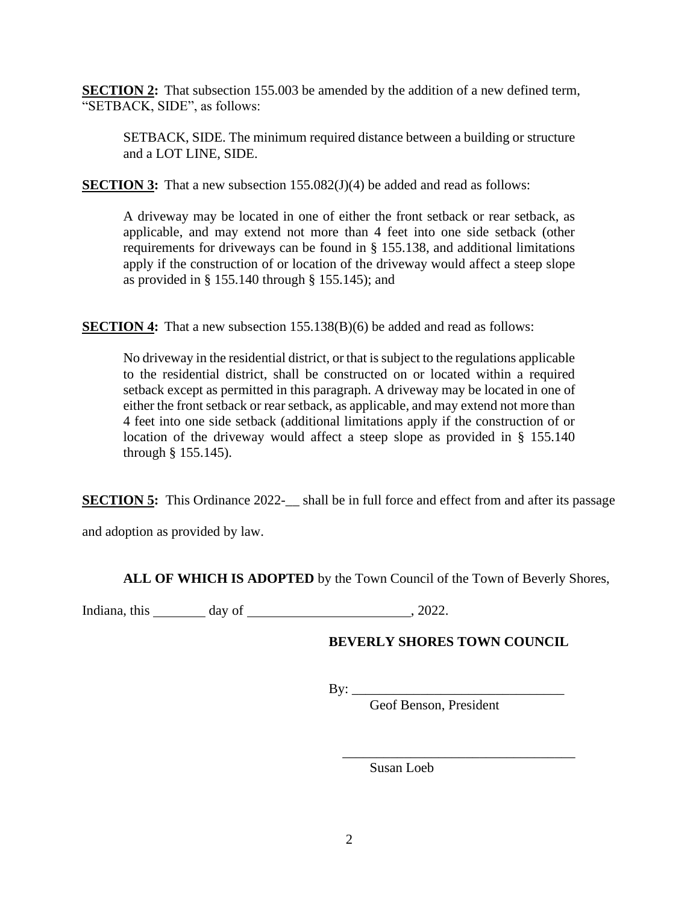**SECTION 2:** That subsection 155.003 be amended by the addition of a new defined term, "SETBACK, SIDE", as follows:

> SETBACK, SIDE. The minimum required distance between a building or structure and a LOT LINE, SIDE.

**SECTION 3:** That a new subsection 155.082(J)(4) be added and read as follows:

> A driveway may be located in one of either the front setback or rear setback, as applicable, and may extend not more than 4 feet into one side setback (other requirements for driveways can be found in § 155.138, and additional limitations apply if the construction of or location of the driveway would affect a steep slope as provided in § 155.140 through § 155.145); and

**SECTION 4:** That a new subsection 155.138(B)(6) be added and read as follows:

> No driveway in the residential district, or that is subject to the regulations applicable to the residential district, shall be constructed on or located within a required setback except as permitted in this paragraph. A driveway may be located in one of either the front setback or rear setback, as applicable, and may extend not more than 4 feet into one side setback (additional limitations apply if the construction of or location of the driveway would affect a steep slope as provided in § 155.140 through § 155.145).

**SECTION 5:** This Ordinance 2022-__ shall be in full force and effect from and after its passage and adoption as provided by law.

**ALL OF WHICH IS ADOPTED** by the Town Council of the Town of Beverly Shores, Indiana, this ________ day of ________________________, 2022.

**BEVERLY SHORES TOWN COUNCIL**

By: _______________________________
Geof Benson, President

_______________________________
Susan Loeb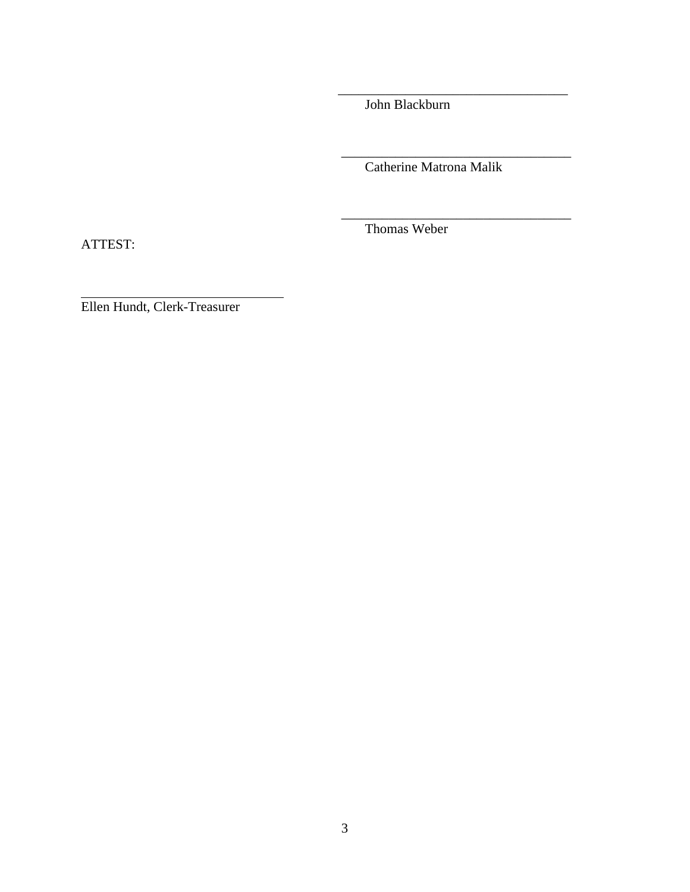\_\_\_\_\_\_\_\_\_\_\_\_\_\_\_\_\_\_\_\_\_\_\_\_\_\_\_\_\_\_\_\_\_\_
John Blackburn

\_\_\_\_\_\_\_\_\_\_\_\_\_\_\_\_\_\_\_\_\_\_\_\_\_\_\_\_\_\_\_\_\_\_
Catherine Matrona Malik

\_\_\_\_\_\_\_\_\_\_\_\_\_\_\_\_\_\_\_\_\_\_\_\_\_\_\_\_\_\_\_\_\_\_
Thomas Weber

ATTEST:

\_\_\_\_\_\_\_\_\_\_\_\_\_\_\_\_\_\_\_\_\_\_\_\_\_\_\_\_\_\_
Ellen Hundt, Clerk-Treasurer